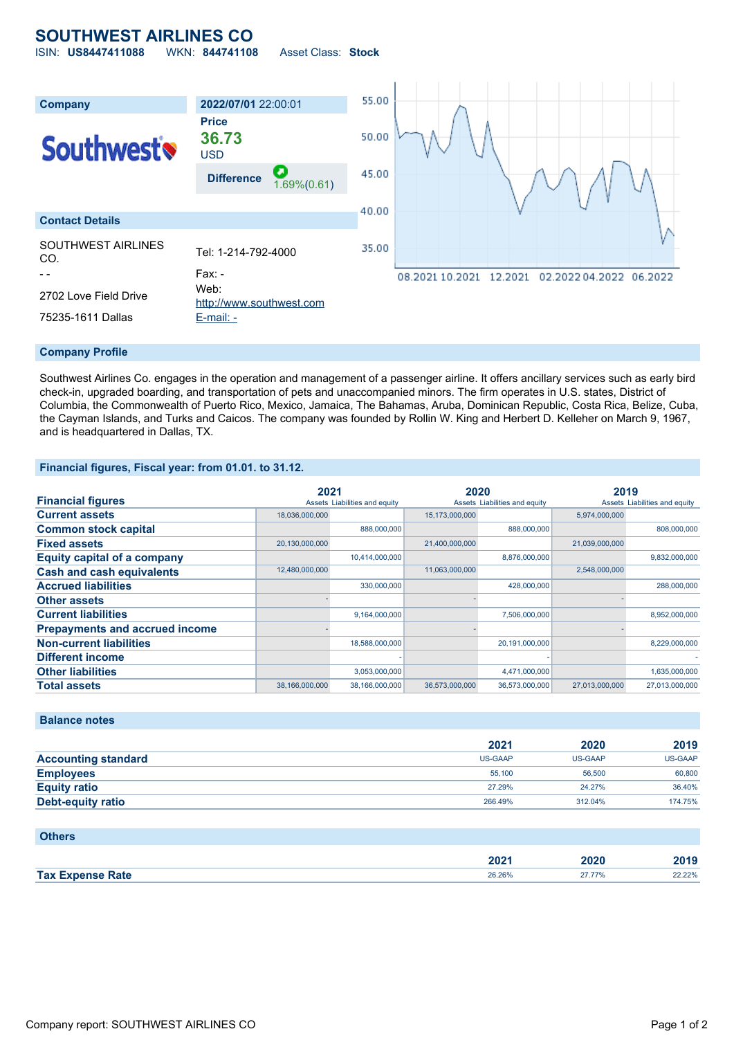# SOUTHWEST AIRLINES CO

ISIN: **US8447411088** WKN: **844741108** Asset Class: **Stock**

| Company | 2022/07/01 22:00:01 |
|---|---|
| | **Price** |
| | **36.73** |
| | USD |
| | **Difference** 1.69%(0.61) |

**Contact Details**

| | |
|---|---|
| SOUTHWEST AIRLINES CO. | Tel: 1-214-792-4000 |
| - - | Fax: - |
| 2702 Love Field Drive | Web: http://www.southwest.com |
| 75235-1611 Dallas | E-mail: - |

## Company Profile

Southwest Airlines Co. engages in the operation and management of a passenger airline. It offers ancillary services such as early bird check-in, upgraded boarding, and transportation of pets and unaccompanied minors. The firm operates in U.S. states, District of Columbia, the Commonwealth of Puerto Rico, Mexico, Jamaica, The Bahamas, Aruba, Dominican Republic, Costa Rica, Belize, Cuba, the Cayman Islands, and Turks and Caicos. The company was founded by Rollin W. King and Herbert D. Kelleher on March 9, 1967, and is headquartered in Dallas, TX.

## Financial figures, Fiscal year: from 01.01. to 31.12.

| Financial figures | 2021 | | 2020 | | 2019 | |
|---|---|---|---|---|---|---|
| | Assets | Liabilities and equity | Assets | Liabilities and equity | Assets | Liabilities and equity |
| **Current assets** | 18,036,000,000 | | 15,173,000,000 | | 5,974,000,000 | |
| **Common stock capital** | | 888,000,000 | | 888,000,000 | | 808,000,000 |
| **Fixed assets** | 20,130,000,000 | | 21,400,000,000 | | 21,039,000,000 | |
| **Equity capital of a company** | | 10,414,000,000 | | 8,876,000,000 | | 9,832,000,000 |
| **Cash and cash equivalents** | 12,480,000,000 | | 11,063,000,000 | | 2,548,000,000 | |
| **Accrued liabilities** | | 330,000,000 | | 428,000,000 | | 288,000,000 |
| **Other assets** | - | | - | | - | |
| **Current liabilities** | | 9,164,000,000 | | 7,506,000,000 | | 8,952,000,000 |
| **Prepayments and accrued income** | - | | - | | - | |
| **Non-current liabilities** | | 18,588,000,000 | | 20,191,000,000 | | 8,229,000,000 |
| **Different income** | | - | | - | | - |
| **Other liabilities** | | 3,053,000,000 | | 4,471,000,000 | | 1,635,000,000 |
| **Total assets** | 38,166,000,000 | 38,166,000,000 | 36,573,000,000 | 36,573,000,000 | 27,013,000,000 | 27,013,000,000 |

## Balance notes

| | 2021 | 2020 | 2019 |
|---|---|---|---|
| **Accounting standard** | US-GAAP | US-GAAP | US-GAAP |
| **Employees** | 55,100 | 56,500 | 60,800 |
| **Equity ratio** | 27.29% | 24.27% | 36.40% |
| **Debt-equity ratio** | 266.49% | 312.04% | 174.75% |

## Others

| | 2021 | 2020 | 2019 |
|---|---|---|---|
| **Tax Expense Rate** | 26.26% | 27.77% | 22.22% |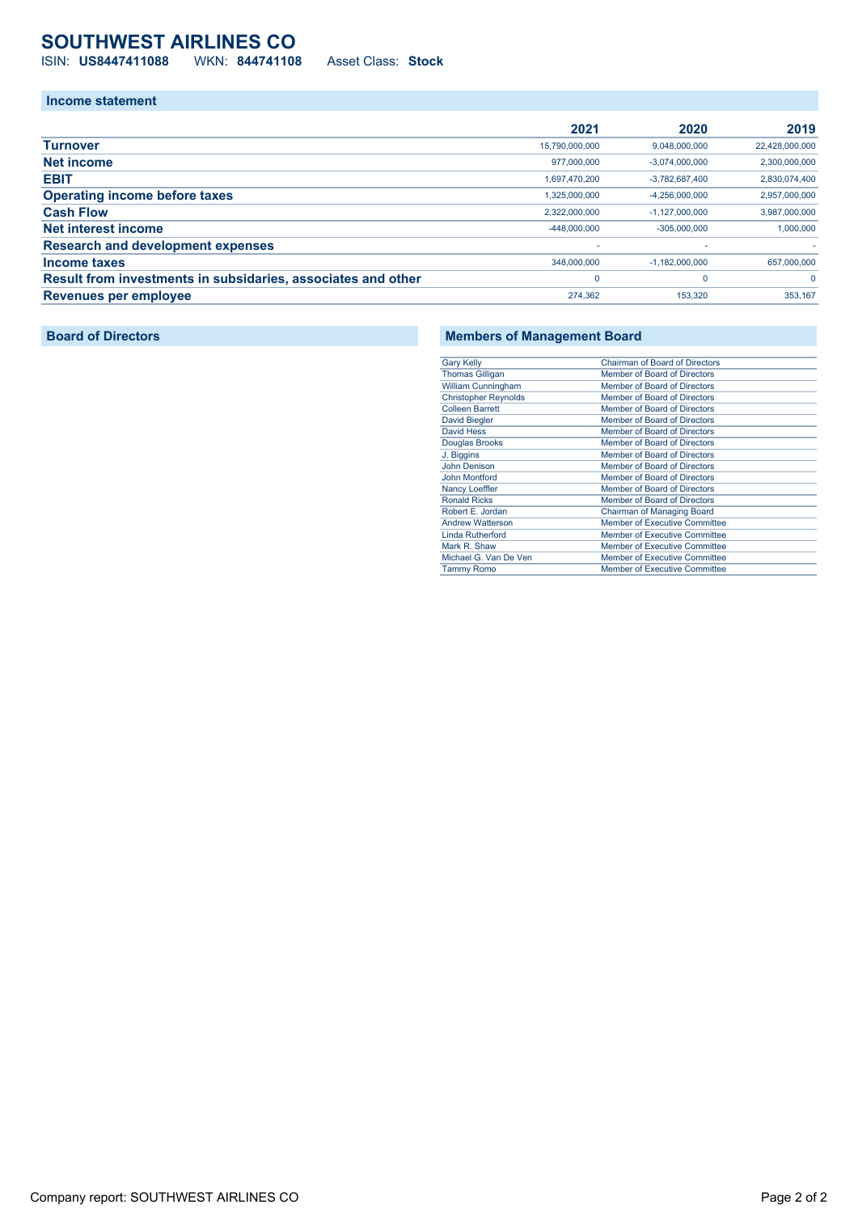# SOUTHWEST AIRLINES CO

ISIN: **US8447411088** WKN: **844741108** Asset Class: **Stock**

## Income statement

| | 2021 | 2020 | 2019 |
|---|---|---|---|
| **Turnover** | 15,790,000,000 | 9,048,000,000 | 22,428,000,000 |
| **Net income** | 977,000,000 | -3,074,000,000 | 2,300,000,000 |
| **EBIT** | 1,697,470,200 | -3,782,687,400 | 2,830,074,400 |
| **Operating income before taxes** | 1,325,000,000 | -4,256,000,000 | 2,957,000,000 |
| **Cash Flow** | 2,322,000,000 | -1,127,000,000 | 3,987,000,000 |
| **Net interest income** | -448,000,000 | -305,000,000 | 1,000,000 |
| **Research and development expenses** | - | - | - |
| **Income taxes** | 348,000,000 | -1,182,000,000 | 657,000,000 |
| **Result from investments in subsidaries, associates and other** | 0 | 0 | 0 |
| **Revenues per employee** | 274,362 | 153,320 | 353,167 |

## Board of Directors

## Members of Management Board

| | |
|---|---|
| Gary Kelly | Chairman of Board of Directors |
| Thomas Gilligan | Member of Board of Directors |
| William Cunningham | Member of Board of Directors |
| Christopher Reynolds | Member of Board of Directors |
| Colleen Barrett | Member of Board of Directors |
| David Biegler | Member of Board of Directors |
| David Hess | Member of Board of Directors |
| Douglas Brooks | Member of Board of Directors |
| J. Biggins | Member of Board of Directors |
| John Denison | Member of Board of Directors |
| John Montford | Member of Board of Directors |
| Nancy Loeffler | Member of Board of Directors |
| Ronald Ricks | Member of Board of Directors |
| Robert E. Jordan | Chairman of Managing Board |
| Andrew Watterson | Member of Executive Committee |
| Linda Rutherford | Member of Executive Committee |
| Mark R. Shaw | Member of Executive Committee |
| Michael G. Van De Ven | Member of Executive Committee |
| Tammy Romo | Member of Executive Committee |